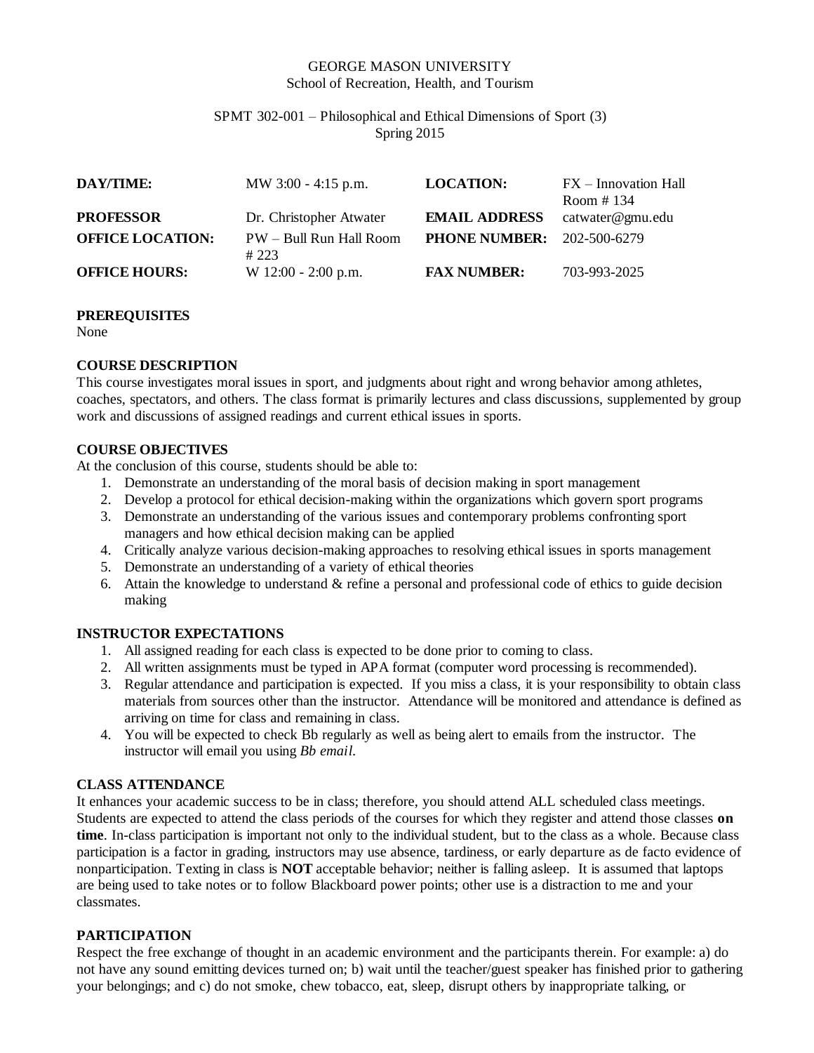GEORGE MASON UNIVERSITY
School of Recreation, Health, and Tourism

SPMT 302-001 – Philosophical and Ethical Dimensions of Sport (3)
Spring 2015

| | | | |
|---|---|---|---|
| **DAY/TIME:** | MW 3:00 - 4:15 p.m. | **LOCATION:** | FX – Innovation Hall Room # 134 |
| **PROFESSOR** | Dr. Christopher Atwater | **EMAIL ADDRESS** | catwater@gmu.edu |
| **OFFICE LOCATION:** | PW – Bull Run Hall Room # 223 | **PHONE NUMBER:** | 202-500-6279 |
| **OFFICE HOURS:** | W 12:00 - 2:00 p.m. | **FAX NUMBER:** | 703-993-2025 |

**PREREQUISITES**
None

**COURSE DESCRIPTION**
This course investigates moral issues in sport, and judgments about right and wrong behavior among athletes, coaches, spectators, and others. The class format is primarily lectures and class discussions, supplemented by group work and discussions of assigned readings and current ethical issues in sports.

**COURSE OBJECTIVES**
At the conclusion of this course, students should be able to:

1. Demonstrate an understanding of the moral basis of decision making in sport management
2. Develop a protocol for ethical decision-making within the organizations which govern sport programs
3. Demonstrate an understanding of the various issues and contemporary problems confronting sport managers and how ethical decision making can be applied
4. Critically analyze various decision-making approaches to resolving ethical issues in sports management
5. Demonstrate an understanding of a variety of ethical theories
6. Attain the knowledge to understand & refine a personal and professional code of ethics to guide decision making

**INSTRUCTOR EXPECTATIONS**

1. All assigned reading for each class is expected to be done prior to coming to class.
2. All written assignments must be typed in APA format (computer word processing is recommended).
3. Regular attendance and participation is expected. If you miss a class, it is your responsibility to obtain class materials from sources other than the instructor. Attendance will be monitored and attendance is defined as arriving on time for class and remaining in class.
4. You will be expected to check Bb regularly as well as being alert to emails from the instructor. The instructor will email you using *Bb email.*

**CLASS ATTENDANCE**
It enhances your academic success to be in class; therefore, you should attend ALL scheduled class meetings. Students are expected to attend the class periods of the courses for which they register and attend those classes **on time**. In-class participation is important not only to the individual student, but to the class as a whole. Because class participation is a factor in grading, instructors may use absence, tardiness, or early departure as de facto evidence of nonparticipation. Texting in class is **NOT** acceptable behavior; neither is falling asleep. It is assumed that laptops are being used to take notes or to follow Blackboard power points; other use is a distraction to me and your classmates.

**PARTICIPATION**
Respect the free exchange of thought in an academic environment and the participants therein. For example: a) do not have any sound emitting devices turned on; b) wait until the teacher/guest speaker has finished prior to gathering your belongings; and c) do not smoke, chew tobacco, eat, sleep, disrupt others by inappropriate talking, or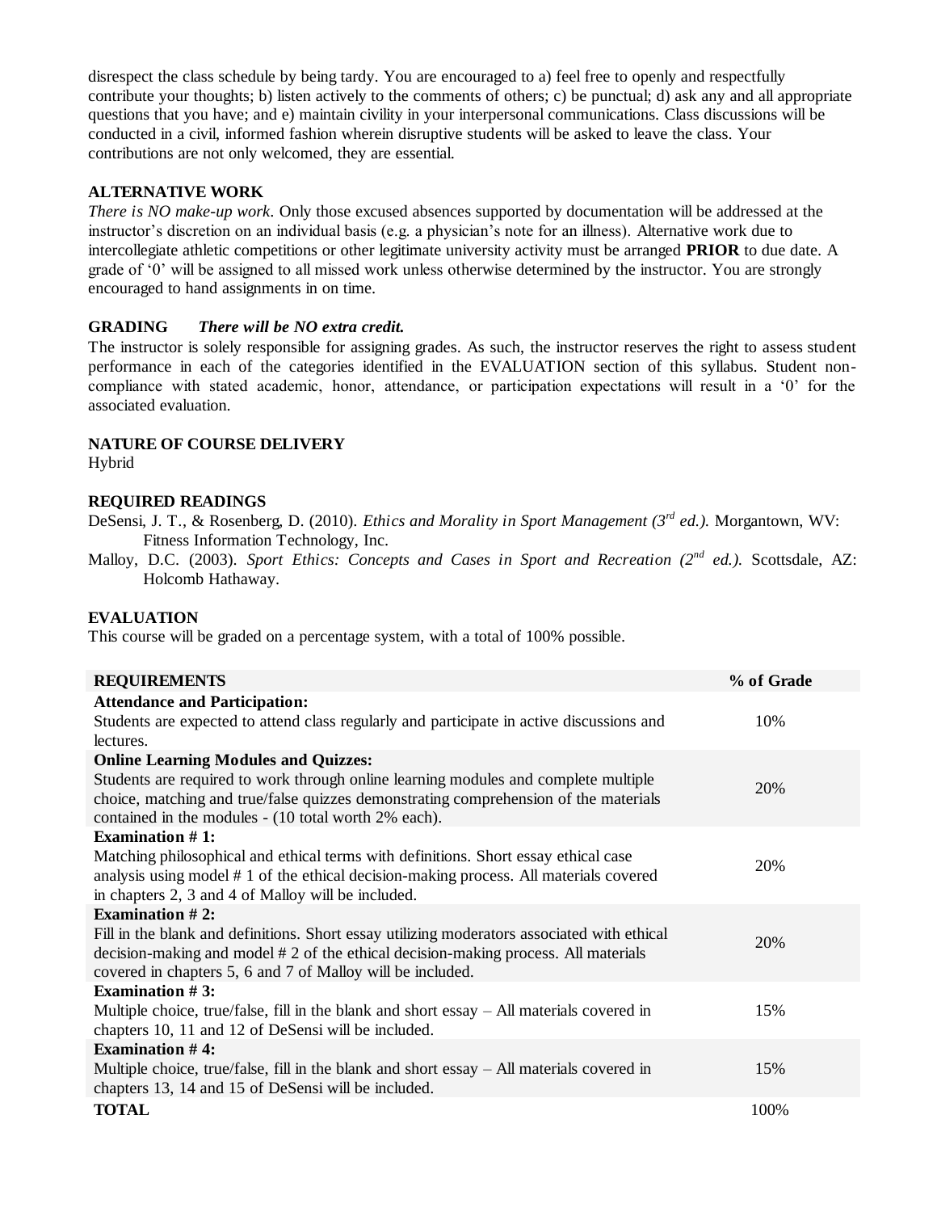disrespect the class schedule by being tardy. You are encouraged to a) feel free to openly and respectfully contribute your thoughts; b) listen actively to the comments of others; c) be punctual; d) ask any and all appropriate questions that you have; and e) maintain civility in your interpersonal communications. Class discussions will be conducted in a civil, informed fashion wherein disruptive students will be asked to leave the class. Your contributions are not only welcomed, they are essential.

**ALTERNATIVE WORK**

*There is NO make-up work*. Only those excused absences supported by documentation will be addressed at the instructor's discretion on an individual basis (e.g. a physician's note for an illness). Alternative work due to intercollegiate athletic competitions or other legitimate university activity must be arranged **PRIOR** to due date. A grade of '0' will be assigned to all missed work unless otherwise determined by the instructor. You are strongly encouraged to hand assignments in on time.

**GRADING** ***There will be NO extra credit.***

The instructor is solely responsible for assigning grades. As such, the instructor reserves the right to assess student performance in each of the categories identified in the EVALUATION section of this syllabus. Student non-compliance with stated academic, honor, attendance, or participation expectations will result in a '0' for the associated evaluation.

**NATURE OF COURSE DELIVERY**

Hybrid

**REQUIRED READINGS**

DeSensi, J. T., & Rosenberg, D. (2010). *Ethics and Morality in Sport Management (3rd ed.)*. Morgantown, WV: Fitness Information Technology, Inc.

Malloy, D.C. (2003). *Sport Ethics: Concepts and Cases in Sport and Recreation (2nd ed.)*. Scottsdale, AZ: Holcomb Hathaway.

**EVALUATION**

This course will be graded on a percentage system, with a total of 100% possible.

| REQUIREMENTS | % of Grade |
|---|---|
| **Attendance and Participation:** Students are expected to attend class regularly and participate in active discussions and lectures. | 10% |
| **Online Learning Modules and Quizzes:** Students are required to work through online learning modules and complete multiple choice, matching and true/false quizzes demonstrating comprehension of the materials contained in the modules - (10 total worth 2% each). | 20% |
| **Examination # 1:** Matching philosophical and ethical terms with definitions. Short essay ethical case analysis using model # 1 of the ethical decision-making process. All materials covered in chapters 2, 3 and 4 of Malloy will be included. | 20% |
| **Examination # 2:** Fill in the blank and definitions. Short essay utilizing moderators associated with ethical decision-making and model # 2 of the ethical decision-making process. All materials covered in chapters 5, 6 and 7 of Malloy will be included. | 20% |
| **Examination # 3:** Multiple choice, true/false, fill in the blank and short essay – All materials covered in chapters 10, 11 and 12 of DeSensi will be included. | 15% |
| **Examination # 4:** Multiple choice, true/false, fill in the blank and short essay – All materials covered in chapters 13, 14 and 15 of DeSensi will be included. | 15% |
| **TOTAL** | 100% |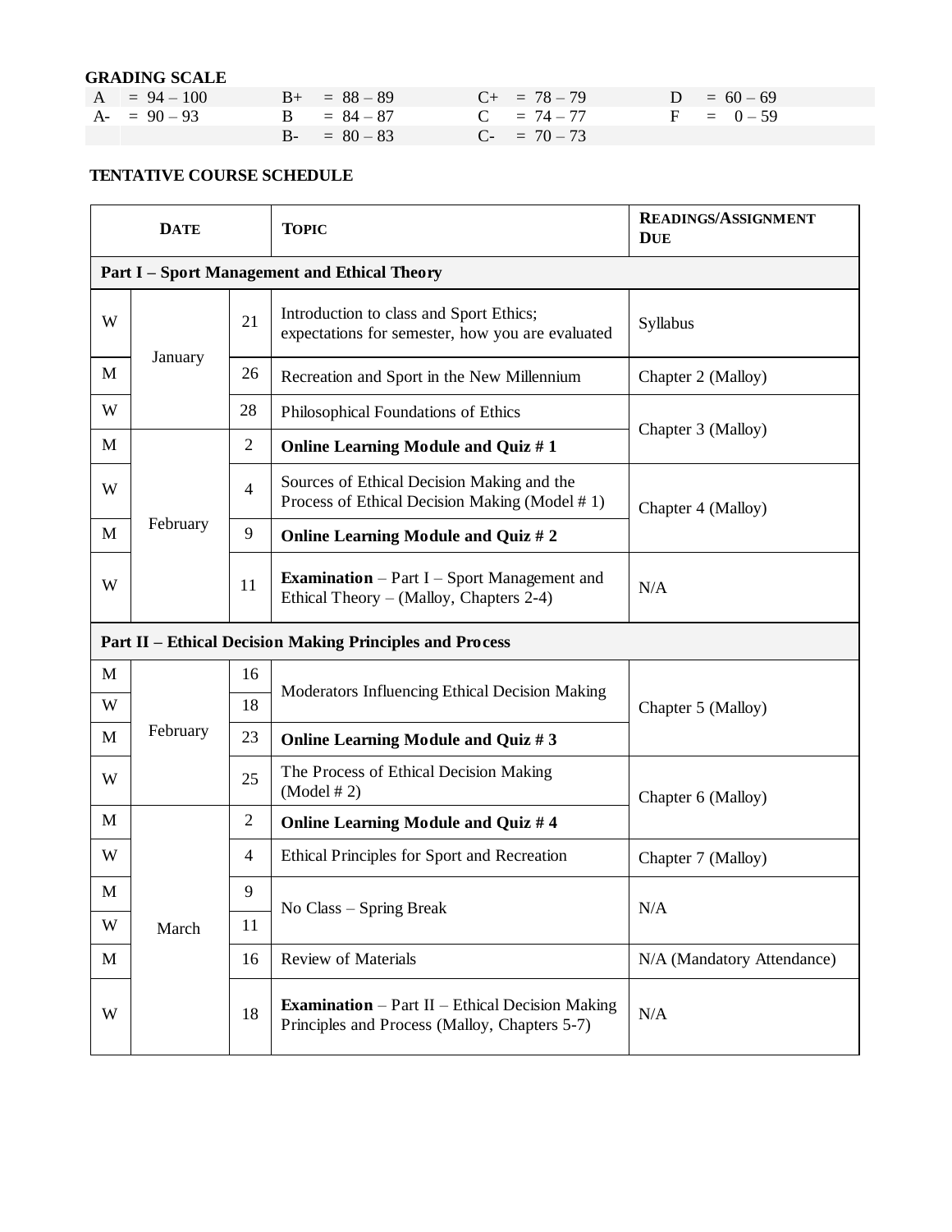**GRADING SCALE**

| | | | |
|---|---|---|---|
| A = 94 – 100 | B+ = 88 – 89 | C+ = 78 – 79 | D = 60 – 69 |
| A- = 90 – 93 | B = 84 – 87 | C = 74 – 77 | F = 0 – 59 |
| | B- = 80 – 83 | C- = 70 – 73 | |

**TENTATIVE COURSE SCHEDULE**

| DATE | | | TOPIC | READINGS/ASSIGNMENT DUE |
|---|---|---|---|---|
| **Part I – Sport Management and Ethical Theory** | | | | |
| W | January | 21 | Introduction to class and Sport Ethics; expectations for semester, how you are evaluated | Syllabus |
| M | | 26 | Recreation and Sport in the New Millennium | Chapter 2 (Malloy) |
| W | | 28 | Philosophical Foundations of Ethics | Chapter 3 (Malloy) |
| M | February | 2 | **Online Learning Module and Quiz # 1** | |
| W | | 4 | Sources of Ethical Decision Making and the Process of Ethical Decision Making (Model # 1) | Chapter 4 (Malloy) |
| M | | 9 | **Online Learning Module and Quiz # 2** | |
| W | | 11 | **Examination** – Part I – Sport Management and Ethical Theory – (Malloy, Chapters 2-4) | N/A |
| **Part II – Ethical Decision Making Principles and Process** | | | | |
| M | February | 16 | Moderators Influencing Ethical Decision Making | Chapter 5 (Malloy) |
| W | | 18 | | |
| M | | 23 | **Online Learning Module and Quiz # 3** | |
| W | | 25 | The Process of Ethical Decision Making (Model # 2) | Chapter 6 (Malloy) |
| M | March | 2 | **Online Learning Module and Quiz # 4** | |
| W | | 4 | Ethical Principles for Sport and Recreation | Chapter 7 (Malloy) |
| M | | 9 | No Class – Spring Break | N/A |
| W | | 11 | | |
| M | | 16 | Review of Materials | N/A (Mandatory Attendance) |
| W | | 18 | **Examination** – Part II – Ethical Decision Making Principles and Process (Malloy, Chapters 5-7) | N/A |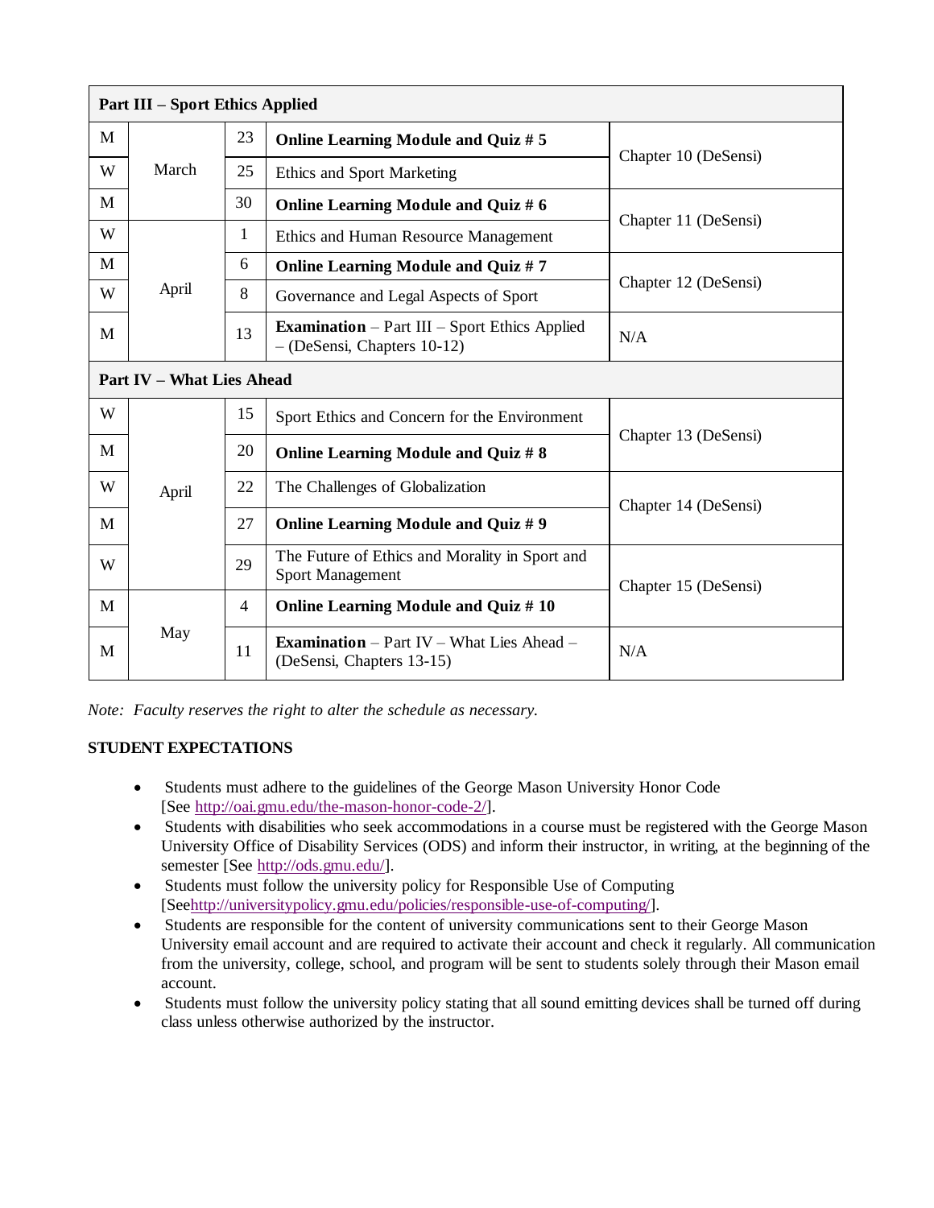| **Part III – Sport Ethics Applied** | | | | |
|---|---|---|---|---|
| M | March | 23 | **Online Learning Module and Quiz # 5** | Chapter 10 (DeSensi) |
| W | | 25 | Ethics and Sport Marketing | |
| M | | 30 | **Online Learning Module and Quiz # 6** | Chapter 11 (DeSensi) |
| W | April | 1 | Ethics and Human Resource Management | |
| M | | 6 | **Online Learning Module and Quiz # 7** | Chapter 12 (DeSensi) |
| W | | 8 | Governance and Legal Aspects of Sport | |
| M | | 13 | **Examination** – Part III – Sport Ethics Applied – (DeSensi, Chapters 10-12) | N/A |
| **Part IV – What Lies Ahead** | | | | |
| W | April | 15 | Sport Ethics and Concern for the Environment | Chapter 13 (DeSensi) |
| M | | 20 | **Online Learning Module and Quiz # 8** | |
| W | | 22 | The Challenges of Globalization | Chapter 14 (DeSensi) |
| M | | 27 | **Online Learning Module and Quiz # 9** | |
| W | | 29 | The Future of Ethics and Morality in Sport and Sport Management | Chapter 15 (DeSensi) |
| M | May | 4 | **Online Learning Module and Quiz # 10** | |
| M | | 11 | **Examination** – Part IV – What Lies Ahead – (DeSensi, Chapters 13-15) | N/A |

*Note: Faculty reserves the right to alter the schedule as necessary.*

**STUDENT EXPECTATIONS**

- Students must adhere to the guidelines of the George Mason University Honor Code [See http://oai.gmu.edu/the-mason-honor-code-2/].
- Students with disabilities who seek accommodations in a course must be registered with the George Mason University Office of Disability Services (ODS) and inform their instructor, in writing, at the beginning of the semester [See http://ods.gmu.edu/].
- Students must follow the university policy for Responsible Use of Computing [Seehttp://universitypolicy.gmu.edu/policies/responsible-use-of-computing/].
- Students are responsible for the content of university communications sent to their George Mason University email account and are required to activate their account and check it regularly. All communication from the university, college, school, and program will be sent to students solely through their Mason email account.
- Students must follow the university policy stating that all sound emitting devices shall be turned off during class unless otherwise authorized by the instructor.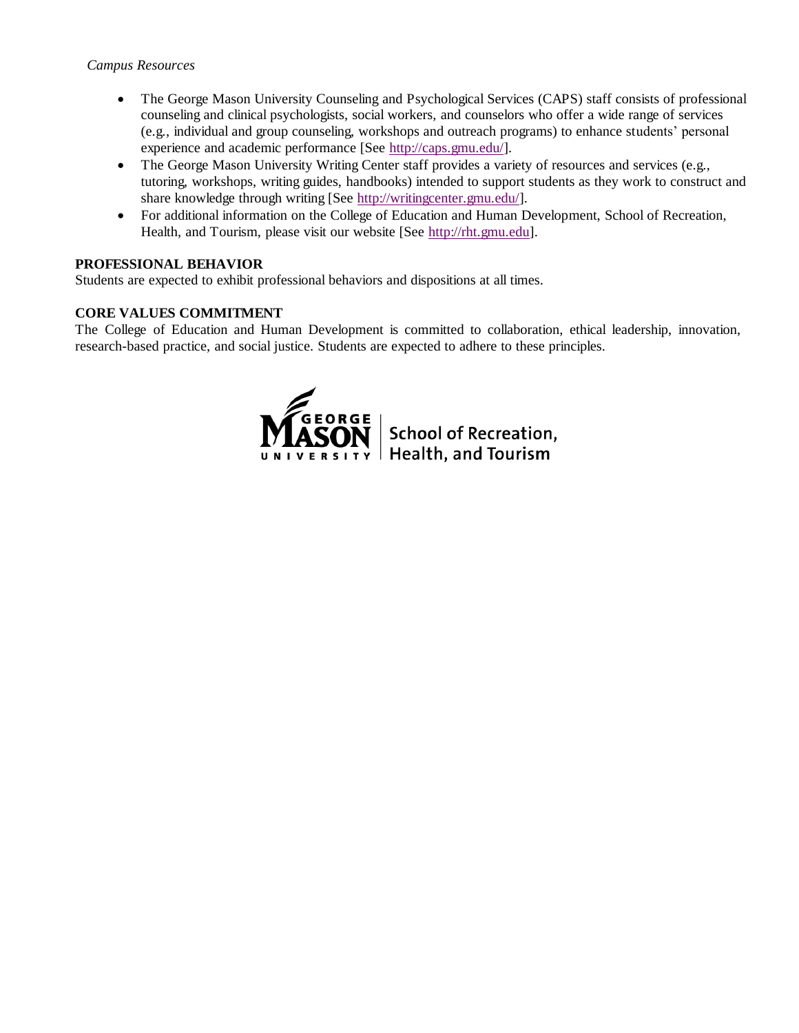*Campus Resources*

- The George Mason University Counseling and Psychological Services (CAPS) staff consists of professional counseling and clinical psychologists, social workers, and counselors who offer a wide range of services (e.g., individual and group counseling, workshops and outreach programs) to enhance students' personal experience and academic performance [See http://caps.gmu.edu/].
- The George Mason University Writing Center staff provides a variety of resources and services (e.g., tutoring, workshops, writing guides, handbooks) intended to support students as they work to construct and share knowledge through writing [See http://writingcenter.gmu.edu/].
- For additional information on the College of Education and Human Development, School of Recreation, Health, and Tourism, please visit our website [See http://rht.gmu.edu].

**PROFESSIONAL BEHAVIOR**

Students are expected to exhibit professional behaviors and dispositions at all times.

**CORE VALUES COMMITMENT**

The College of Education and Human Development is committed to collaboration, ethical leadership, innovation, research-based practice, and social justice. Students are expected to adhere to these principles.

GEORGE MASON UNIVERSITY | School of Recreation, Health, and Tourism